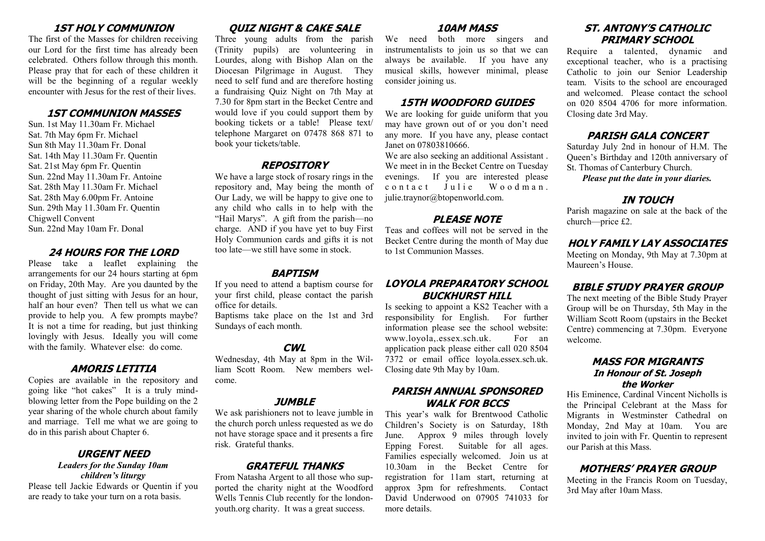## 1ST HOLY COMMUNION

The first of the Masses for children receiving our Lord for the first time has already been celebrated. Others follow through this month. Please pray that for each of these children it will be the beginning of a regular weekly encounter with Jesus for the rest of their lives.

## 1ST COMMUNION MASSES

Sun. 1st May 11.30am Fr. Michael
Sat. 7th May 6pm Fr. Michael
Sun 8th May 11.30am Fr. Donal
Sat. 14th May 11.30am Fr. Quentin
Sat. 21st May 6pm Fr. Quentin
Sun. 22nd May 11.30am Fr. Antoine
Sat. 28th May 11.30am Fr. Michael
Sat. 28th May 6.00pm Fr. Antoine
Sun. 29th May 11.30am Fr. Quentin
Chigwell Convent
Sun. 22nd May 10am Fr. Donal

## 24 HOURS FOR THE LORD

Please take a leaflet explaining the arrangements for our 24 hours starting at 6pm on Friday, 20th May. Are you daunted by the thought of just sitting with Jesus for an hour, half an hour even? Then tell us what we can provide to help you. A few prompts maybe? It is not a time for reading, but just thinking lovingly with Jesus. Ideally you will come with the family. Whatever else: do come.

## AMORIS LETITIA

Copies are available in the repository and going like "hot cakes" It is a truly mind-blowing letter from the Pope building on the 2 year sharing of the whole church about family and marriage. Tell me what we are going to do in this parish about Chapter 6.

## URGENT NEED

***Leaders for the Sunday 10am children's liturgy***

Please tell Jackie Edwards or Quentin if you are ready to take your turn on a rota basis.

## QUIZ NIGHT & CAKE SALE

Three young adults from the parish (Trinity pupils) are volunteering in Lourdes, along with Bishop Alan on the Diocesan Pilgrimage in August. They need to self fund and are therefore hosting a fundraising Quiz Night on 7th May at 7.30 for 8pm start in the Becket Centre and would love if you could support them by booking tickets or a table! Please text/ telephone Margaret on 07478 868 871 to book your tickets/table.

## REPOSITORY

We have a large stock of rosary rings in the repository and, May being the month of Our Lady, we will be happy to give one to any child who calls in to help with the "Hail Marys". A gift from the parish—no charge. AND if you have yet to buy First Holy Communion cards and gifts it is not too late—we still have some in stock.

## BAPTISM

If you need to attend a baptism course for your first child, please contact the parish office for details.

Baptisms take place on the 1st and 3rd Sundays of each month.

## CWL

Wednesday, 4th May at 8pm in the William Scott Room. New members welcome.

## JUMBLE

We ask parishioners not to leave jumble in the church porch unless requested as we do not have storage space and it presents a fire risk. Grateful thanks.

## GRATEFUL THANKS

From Natasha Argent to all those who supported the charity night at the Woodford Wells Tennis Club recently for the london-youth.org charity. It was a great success.

## 10AM MASS

We need both more singers and instrumentalists to join us so that we can always be available. If you have any musical skills, however minimal, please consider joining us.

## 15TH WOODFORD GUIDES

We are looking for guide uniform that you may have grown out of or you don't need any more. If you have any, please contact Janet on 07803810666.

We are also seeking an additional Assistant . We meet in in the Becket Centre on Tuesday evenings. If you are interested please contact Julie Woodman. julie.traynor@btopenworld.com.

## PLEASE NOTE

Teas and coffees will not be served in the Becket Centre during the month of May due to 1st Communion Masses.

## LOYOLA PREPARATORY SCHOOL BUCKHURST HILL

Is seeking to appoint a KS2 Teacher with a responsibility for English. For further information please see the school website: www.loyola,.essex.sch.uk. For an application pack please either call 020 8504 7372 or email office loyola.essex.sch.uk. Closing date 9th May by 10am.

## PARISH ANNUAL SPONSORED WALK FOR BCCS

This year's walk for Brentwood Catholic Children's Society is on Saturday, 18th June. Approx 9 miles through lovely Epping Forest. Suitable for all ages. Families especially welcomed. Join us at 10.30am in the Becket Centre for registration for 11am start, returning at approx 3pm for refreshments. Contact David Underwood on 07905 741033 for more details.

## ST. ANTONY'S CATHOLIC PRIMARY SCHOOL

Require a talented, dynamic and exceptional teacher, who is a practising Catholic to join our Senior Leadership team. Visits to the school are encouraged and welcomed. Please contact the school on 020 8504 4706 for more information. Closing date 3rd May.

## PARISH GALA CONCERT

Saturday July 2nd in honour of H.M. The Queen's Birthday and 120th anniversary of St. Thomas of Canterbury Church.

***Please put the date in your diaries.***

## IN TOUCH

Parish magazine on sale at the back of the church—price £2.

## HOLY FAMILY LAY ASSOCIATES

Meeting on Monday, 9th May at 7.30pm at Maureen's House.

## BIBLE STUDY PRAYER GROUP

The next meeting of the Bible Study Prayer Group will be on Thursday, 5th May in the William Scott Room (upstairs in the Becket Centre) commencing at 7.30pm. Everyone welcome.

## MASS FOR MIGRANTS

### In Honour of St. Joseph the Worker

His Eminence, Cardinal Vincent Nicholls is the Principal Celebrant at the Mass for Migrants in Westminster Cathedral on Monday, 2nd May at 10am. You are invited to join with Fr. Quentin to represent our Parish at this Mass.

## MOTHERS' PRAYER GROUP

Meeting in the Francis Room on Tuesday, 3rd May after 10am Mass.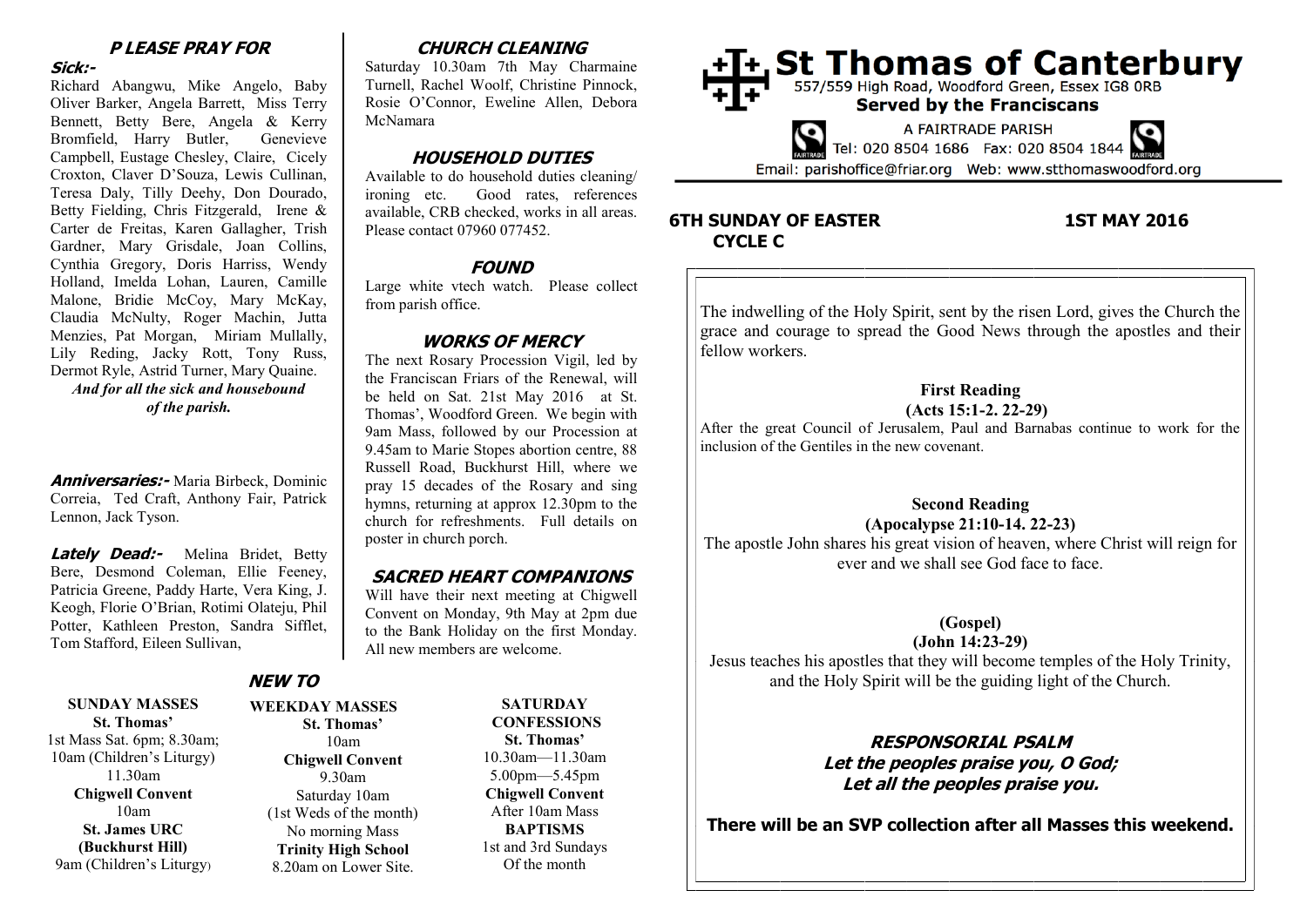## PLEASE PRAY FOR

**Sick:-**

Richard Abangwu, Mike Angelo, Baby Oliver Barker, Angela Barrett, Miss Terry Bennett, Betty Bere, Angela & Kerry Bromfield, Harry Butler, Genevieve Campbell, Eustage Chesley, Claire, Cicely Croxton, Claver D'Souza, Lewis Cullinan, Teresa Daly, Tilly Deehy, Don Dourado, Betty Fielding, Chris Fitzgerald, Irene & Carter de Freitas, Karen Gallagher, Trish Gardner, Mary Grisdale, Joan Collins, Cynthia Gregory, Doris Harriss, Wendy Holland, Imelda Lohan, Lauren, Camille Malone, Bridie McCoy, Mary McKay, Claudia McNulty, Roger Machin, Jutta Menzies, Pat Morgan, Miriam Mullally, Lily Reding, Jacky Rott, Tony Russ, Dermot Ryle, Astrid Turner, Mary Quaine.

***And for all the sick and housebound of the parish.***

**Anniversaries:-** Maria Birbeck, Dominic Correia, Ted Craft, Anthony Fair, Patrick Lennon, Jack Tyson.

**Lately Dead:-** Melina Bridet, Betty Bere, Desmond Coleman, Ellie Feeney, Patricia Greene, Paddy Harte, Vera King, J. Keogh, Florie O'Brian, Rotimi Olateju, Phil Potter, Kathleen Preston, Sandra Sifflet, Tom Stafford, Eileen Sullivan,

## CHURCH CLEANING

Saturday 10.30am 7th May Charmaine Turnell, Rachel Woolf, Christine Pinnock, Rosie O'Connor, Eweline Allen, Debora McNamara

## HOUSEHOLD DUTIES

Available to do household duties cleaning/ ironing etc. Good rates, references available, CRB checked, works in all areas. Please contact 07960 077452.

## FOUND

Large white vtech watch. Please collect from parish office.

## WORKS OF MERCY

The next Rosary Procession Vigil, led by the Franciscan Friars of the Renewal, will be held on Sat. 21st May 2016 at St. Thomas', Woodford Green. We begin with 9am Mass, followed by our Procession at 9.45am to Marie Stopes abortion centre, 88 Russell Road, Buckhurst Hill, where we pray 15 decades of the Rosary and sing hymns, returning at approx 12.30pm to the church for refreshments. Full details on poster in church porch.

## SACRED HEART COMPANIONS

Will have their next meeting at Chigwell Convent on Monday, 9th May at 2pm due to the Bank Holiday on the first Monday. All new members are welcome.

## NEW TO

**SUNDAY MASSES**
**St. Thomas'**
1st Mass Sat. 6pm; 8.30am; 10am (Children's Liturgy) 11.30am
**Chigwell Convent**
10am
**St. James URC (Buckhurst Hill)**
9am (Children's Liturgy)

**WEEKDAY MASSES**
**St. Thomas'**
10am
**Chigwell Convent**
9.30am
Saturday 10am (1st Weds of the month) No morning Mass
**Trinity High School**
8.20am on Lower Site.

**SATURDAY CONFESSIONS**
**St. Thomas'**
10.30am—11.30am
5.00pm—5.45pm
**Chigwell Convent**
After 10am Mass
**BAPTISMS**
1st and 3rd Sundays Of the month

# St Thomas of Canterbury

557/559 High Road, Woodford Green, Essex IG8 0RB

**Served by the Franciscans**

A FAIRTRADE PARISH

Tel: 020 8504 1686 Fax: 020 8504 1844

Email: parishoffice@friar.org Web: www.stthomaswoodford.org

**6TH SUNDAY OF EASTER CYCLE C** **1ST MAY 2016**

The indwelling of the Holy Spirit, sent by the risen Lord, gives the Church the grace and courage to spread the Good News through the apostles and their fellow workers.

**First Reading**
**(Acts 15:1-2. 22-29)**

After the great Council of Jerusalem, Paul and Barnabas continue to work for the inclusion of the Gentiles in the new covenant.

**Second Reading**
**(Apocalypse 21:10-14. 22-23)**

The apostle John shares his great vision of heaven, where Christ will reign for ever and we shall see God face to face.

**(Gospel)**
**(John 14:23-29)**

Jesus teaches his apostles that they will become temples of the Holy Trinity, and the Holy Spirit will be the guiding light of the Church.

***RESPONSORIAL PSALM***
***Let the peoples praise you, O God;***
***Let all the peoples praise you.***

**There will be an SVP collection after all Masses this weekend.**